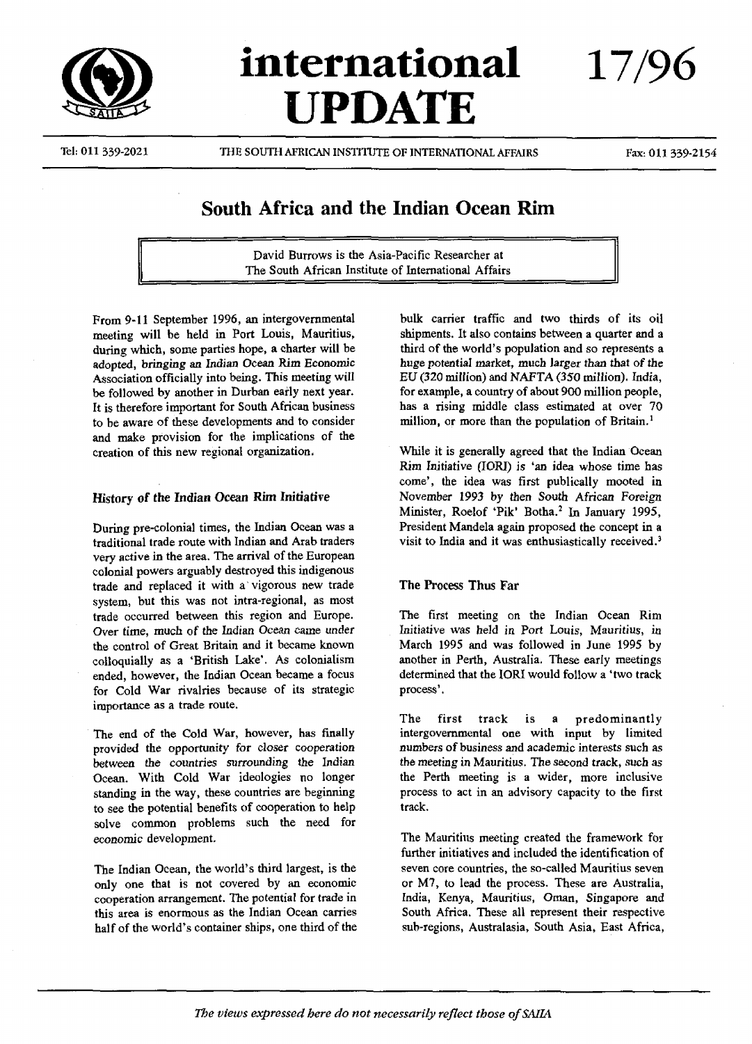# international UPDATE 17/96

THE SOUTH AFRICAN INSTITUTE OF INTERNATIONAL AFFAIRS

Tel: 011 339-2021 | Fax: 011 339-2154

## South Africa and the Indian Ocean Rim

David Burrows is the Asia-Pacific Researcher at The South African Institute of International Affairs

From 9-11 September 1996, an intergovernmental meeting will be held in Port Louis, Mauritius, during which, some parties hope, a charter will be adopted, bringing an Indian Ocean Rim Economic Association officially into being. This meeting will be followed by another in Durban early next year. It is therefore important for South African business to be aware of these developments and to consider and make provision for the implications of the creation of this new regional organization.

### History of the Indian Ocean Rim Initiative

During pre-colonial times, the Indian Ocean was a traditional trade route with Indian and Arab traders very active in the area. The arrival of the European colonial powers arguably destroyed this indigenous trade and replaced it with a vigorous new trade system, but this was not intra-regional, as most trade occurred between this region and Europe. Over time, much of the Indian Ocean came under the control of Great Britain and it became known colloquially as a 'British Lake'. As colonialism ended, however, the Indian Ocean became a focus for Cold War rivalries because of its strategic importance as a trade route.

The end of the Cold War, however, has finally provided the opportunity for closer cooperation between the countries surrounding the Indian Ocean. With Cold War ideologies no longer standing in the way, these countries are beginning to see the potential benefits of cooperation to help solve common problems such the need for economic development.

The Indian Ocean, the world's third largest, is the only one that is not covered by an economic cooperation arrangement. The potential for trade in this area is enormous as the Indian Ocean carries half of the world's container ships, one third of the bulk carrier traffic and two thirds of its oil shipments. It also contains between a quarter and a third of the world's population and so represents a huge potential market, much larger than that of the EU (320 million) and NAFTA (350 million). India, for example, a country of about 900 million people, has a rising middle class estimated at over 70 million, or more than the population of Britain.[1]

While it is generally agreed that the Indian Ocean Rim Initiative (IORI) is 'an idea whose time has come', the idea was first publically mooted in November 1993 by then South African Foreign Minister, Roelof 'Pik' Botha.[2] In January 1995, President Mandela again proposed the concept in a visit to India and it was enthusiastically received.[3]

### The Process Thus Far

The first meeting on the Indian Ocean Rim Initiative was held in Port Louis, Mauritius, in March 1995 and was followed in June 1995 by another in Perth, Australia. These early meetings determined that the IORI would follow a 'two track process'.

The first track is a predominantly intergovernmental one with input by limited numbers of business and academic interests such as the meeting in Mauritius. The second track, such as the Perth meeting is a wider, more inclusive process to act in an advisory capacity to the first track.

The Mauritius meeting created the framework for further initiatives and included the identification of seven core countries, the so-called Mauritius seven or M7, to lead the process. These are Australia, India, Kenya, Mauritius, Oman, Singapore and South Africa. These all represent their respective sub-regions, Australasia, South Asia, East Africa,

*The views expressed here do not necessarily reflect those of SAIIA*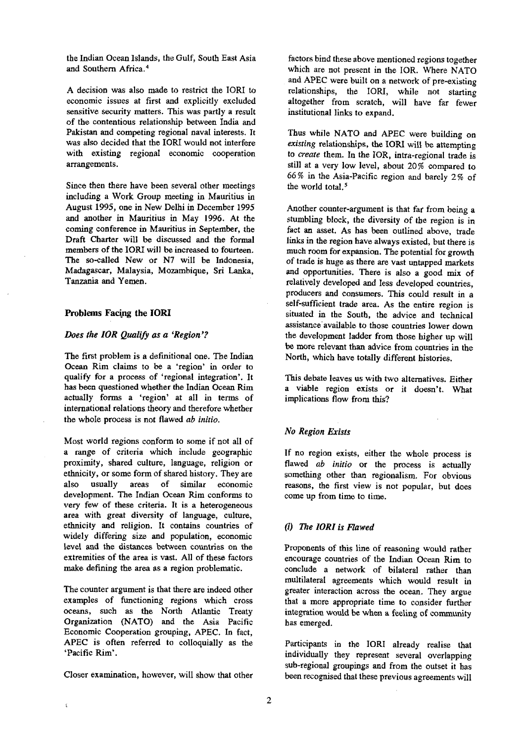the Indian Ocean Islands, the Gulf, South East Asia and Southern Africa.[4]

A decision was also made to restrict the IORI to economic issues at first and explicitly excluded sensitive security matters. This was partly a result of the contentious relationship between India and Pakistan and competing regional naval interests. It was also decided that the IORI would not interfere with existing regional economic cooperation arrangements.

Since then there have been several other meetings including a Work Group meeting in Mauritius in August 1995, one in New Delhi in December 1995 and another in Mauritius in May 1996. At the coming conference in Mauritius in September, the Draft Charter will be discussed and the formal members of the IORI will be increased to fourteen. The so-called New or N7 will be Indonesia, Madagascar, Malaysia, Mozambique, Sri Lanka, Tanzania and Yemen.

## Problems Facing the IORI

### *Does the IOR Qualify as a 'Region'?*

The first problem is a definitional one. The Indian Ocean Rim claims to be a 'region' in order to qualify for a process of 'regional integration'. It has been questioned whether the Indian Ocean Rim actually forms a 'region' at all in terms of international relations theory and therefore whether the whole process is not flawed *ab initio*.

Most world regions conform to some if not all of a range of criteria which include geographic proximity, shared culture, language, religion or ethnicity, or some form of shared history. They are also usually areas of similar economic development. The Indian Ocean Rim conforms to very few of these criteria. It is a heterogeneous area with great diversity of language, culture, ethnicity and religion. It contains countries of widely differing size and population, economic level and the distances between countries on the extremities of the area is vast. All of these factors make defining the area as a region problematic.

The counter argument is that there are indeed other examples of functioning regions which cross oceans, such as the North Atlantic Treaty Organization (NATO) and the Asia Pacific Economic Cooperation grouping, APEC. In fact, APEC is often referred to colloquially as the 'Pacific Rim'.

Closer examination, however, will show that other factors bind these above mentioned regions together which are not present in the IOR. Where NATO and APEC were built on a network of pre-existing relationships, the IORI, while not starting altogether from scratch, will have far fewer institutional links to expand.

Thus while NATO and APEC were building on *existing* relationships, the IORI will be attempting to *create* them. In the IOR, intra-regional trade is still at a very low level, about 20% compared to 66% in the Asia-Pacific region and barely 2% of the world total.[5]

Another counter-argument is that far from being a stumbling block, the diversity of the region is in fact an asset. As has been outlined above, trade links in the region have always existed, but there is much room for expansion. The potential for growth of trade is huge as there are vast untapped markets and opportunities. There is also a good mix of relatively developed and less developed countries, producers and consumers. This could result in a self-sufficient trade area. As the entire region is situated in the South, the advice and technical assistance available to those countries lower down the development ladder from those higher up will be more relevant than advice from countries in the North, which have totally different histories.

This debate leaves us with two alternatives. Either a viable region exists or it doesn't. What implications flow from this?

### *No Region Exists*

If no region exists, either the whole process is flawed *ab initio* or the process is actually something other than regionalism. For obvious reasons, the first view is not popular, but does come up from time to time.

### *(i) The IORI is Flawed*

Proponents of this line of reasoning would rather encourage countries of the Indian Ocean Rim to conclude a network of bilateral rather than multilateral agreements which would result in greater interaction across the ocean. They argue that a more appropriate time to consider further integration would be when a feeling of community has emerged.

Participants in the IORI already realise that individually they represent several overlapping sub-regional groupings and from the outset it has been recognised that these previous agreements will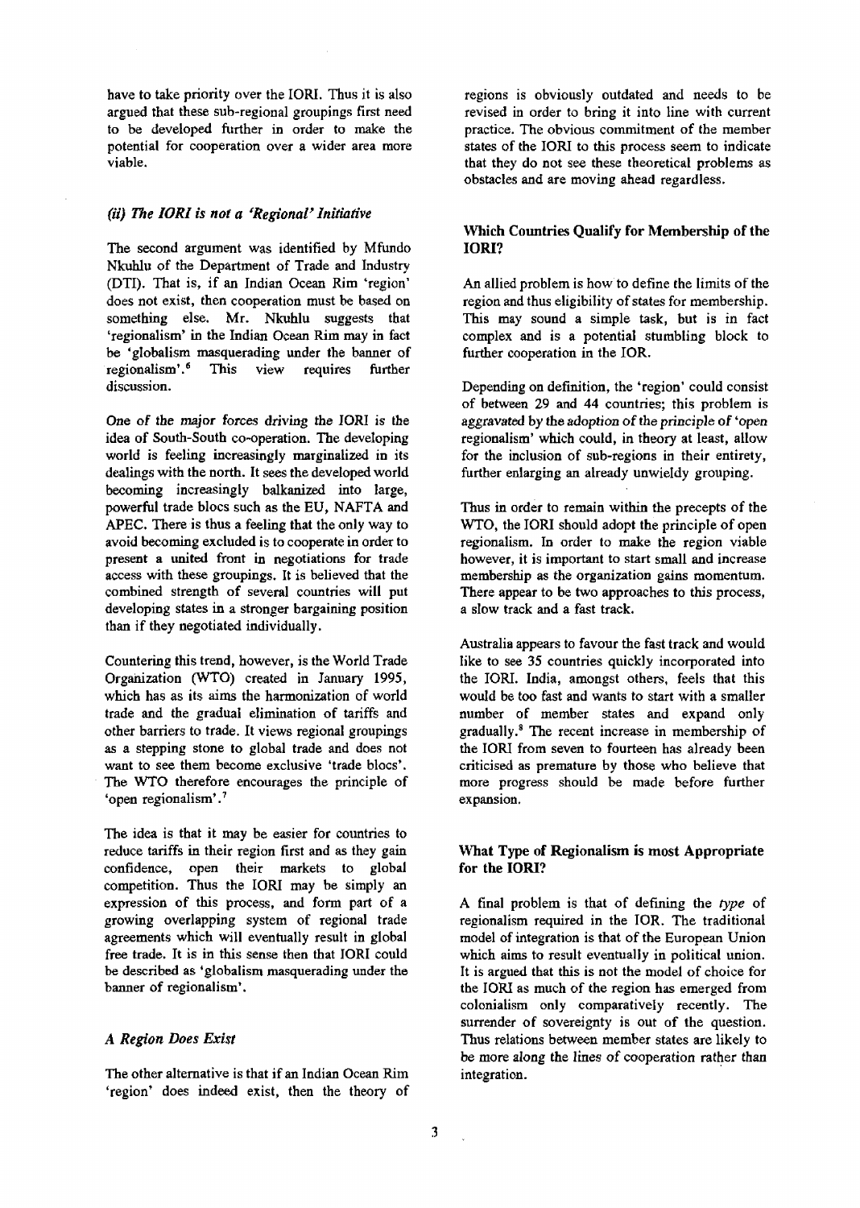have to take priority over the IORI. Thus it is also argued that these sub-regional groupings first need to be developed further in order to make the potential for cooperation over a wider area more viable.

### *(ii) The IORI is not a 'Regional' Initiative*

The second argument was identified by Mfundo Nkuhlu of the Department of Trade and Industry (DTI). That is, if an Indian Ocean Rim 'region' does not exist, then cooperation must be based on something else. Mr. Nkuhlu suggests that 'regionalism' in the Indian Ocean Rim may in fact be 'globalism masquerading under the banner of regionalism'.[6] This view requires further discussion.

One of the major forces driving the IORI is the idea of South-South co-operation. The developing world is feeling increasingly marginalized in its dealings with the north. It sees the developed world becoming increasingly balkanized into large, powerful trade blocs such as the EU, NAFTA and APEC. There is thus a feeling that the only way to avoid becoming excluded is to cooperate in order to present a united front in negotiations for trade access with these groupings. It is believed that the combined strength of several countries will put developing states in a stronger bargaining position than if they negotiated individually.

Countering this trend, however, is the World Trade Organization (WTO) created in January 1995, which has as its aims the harmonization of world trade and the gradual elimination of tariffs and other barriers to trade. It views regional groupings as a stepping stone to global trade and does not want to see them become exclusive 'trade blocs'. The WTO therefore encourages the principle of 'open regionalism'.[7]

The idea is that it may be easier for countries to reduce tariffs in their region first and as they gain confidence, open their markets to global competition. Thus the IORI may be simply an expression of this process, and form part of a growing overlapping system of regional trade agreements which will eventually result in global free trade. It is in this sense then that IORI could be described as 'globalism masquerading under the banner of regionalism'.

### *A Region Does Exist*

The other alternative is that if an Indian Ocean Rim 'region' does indeed exist, then the theory of regions is obviously outdated and needs to be revised in order to bring it into line with current practice. The obvious commitment of the member states of the IORI to this process seem to indicate that they do not see these theoretical problems as obstacles and are moving ahead regardless.

## Which Countries Qualify for Membership of the IORI?

An allied problem is how to define the limits of the region and thus eligibility of states for membership. This may sound a simple task, but is in fact complex and is a potential stumbling block to further cooperation in the IOR.

Depending on definition, the 'region' could consist of between 29 and 44 countries; this problem is aggravated by the adoption of the principle of 'open regionalism' which could, in theory at least, allow for the inclusion of sub-regions in their entirety, further enlarging an already unwieldy grouping.

Thus in order to remain within the precepts of the WTO, the IORI should adopt the principle of open regionalism. In order to make the region viable however, it is important to start small and increase membership as the organization gains momentum. There appear to be two approaches to this process, a slow track and a fast track.

Australia appears to favour the fast track and would like to see 35 countries quickly incorporated into the IORI. India, amongst others, feels that this would be too fast and wants to start with a smaller number of member states and expand only gradually.[8] The recent increase in membership of the IORI from seven to fourteen has already been criticised as premature by those who believe that more progress should be made before further expansion.

## What Type of Regionalism is most Appropriate for the IORI?

A final problem is that of defining the *type* of regionalism required in the IOR. The traditional model of integration is that of the European Union which aims to result eventually in political union. It is argued that this is not the model of choice for the IORI as much of the region has emerged from colonialism only comparatively recently. The surrender of sovereignty is out of the question. Thus relations between member states are likely to be more along the lines of cooperation rather than integration.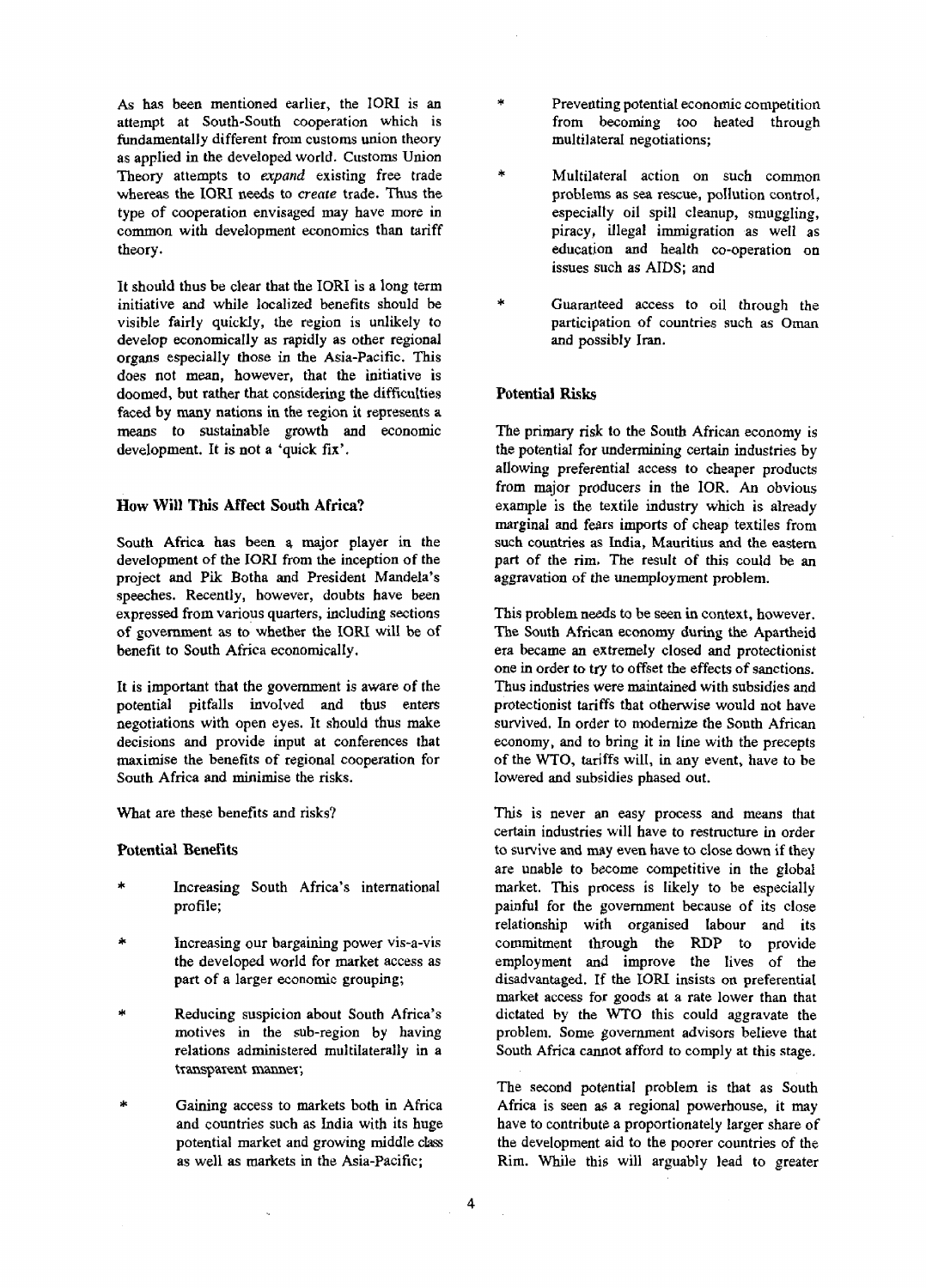As has been mentioned earlier, the IORI is an attempt at South-South cooperation which is fundamentally different from customs union theory as applied in the developed world. Customs Union Theory attempts to *expand* existing free trade whereas the IORI needs to *create* trade. Thus the type of cooperation envisaged may have more in common with development economics than tariff theory.

It should thus be clear that the IORI is a long term initiative and while localized benefits should be visible fairly quickly, the region is unlikely to develop economically as rapidly as other regional organs especially those in the Asia-Pacific. This does not mean, however, that the initiative is doomed, but rather that considering the difficulties faced by many nations in the region it represents a means to sustainable growth and economic development. It is not a 'quick fix'.

### How Will This Affect South Africa?

South Africa has been a major player in the development of the IORI from the inception of the project and Pik Botha and President Mandela's speeches. Recently, however, doubts have been expressed from various quarters, including sections of government as to whether the IORI will be of benefit to South Africa economically.

It is important that the government is aware of the potential pitfalls involved and thus enters negotiations with open eyes. It should thus make decisions and provide input at conferences that maximise the benefits of regional cooperation for South Africa and minimise the risks.

What are these benefits and risks?

### Potential Benefits

- Increasing South Africa's international profile;
- Increasing our bargaining power vis-a-vis the developed world for market access as part of a larger economic grouping;
- Reducing suspicion about South Africa's motives in the sub-region by having relations administered multilaterally in a transparent manner;
- Gaining access to markets both in Africa and countries such as India with its huge potential market and growing middle class as well as markets in the Asia-Pacific;
- Preventing potential economic competition from becoming too heated through multilateral negotiations;
- Multilateral action on such common problems as sea rescue, pollution control, especially oil spill cleanup, smuggling, piracy, illegal immigration as well as education and health co-operation on issues such as AIDS; and
- Guaranteed access to oil through the participation of countries such as Oman and possibly Iran.

### Potential Risks

The primary risk to the South African economy is the potential for undermining certain industries by allowing preferential access to cheaper products from major producers in the IOR. An obvious example is the textile industry which is already marginal and fears imports of cheap textiles from such countries as India, Mauritius and the eastern part of the rim. The result of this could be an aggravation of the unemployment problem.

This problem needs to be seen in context, however. The South African economy during the Apartheid era became an extremely closed and protectionist one in order to try to offset the effects of sanctions. Thus industries were maintained with subsidies and protectionist tariffs that otherwise would not have survived. In order to modernize the South African economy, and to bring it in line with the precepts of the WTO, tariffs will, in any event, have to be lowered and subsidies phased out.

This is never an easy process and means that certain industries will have to restructure in order to survive and may even have to close down if they are unable to become competitive in the global market. This process is likely to be especially painful for the government because of its close relationship with organised labour and its commitment through the RDP to provide employment and improve the lives of the disadvantaged. If the IORI insists on preferential market access for goods at a rate lower than that dictated by the WTO this could aggravate the problem. Some government advisors believe that South Africa cannot afford to comply at this stage.

The second potential problem is that as South Africa is seen as a regional powerhouse, it may have to contribute a proportionately larger share of the development aid to the poorer countries of the Rim. While this will arguably lead to greater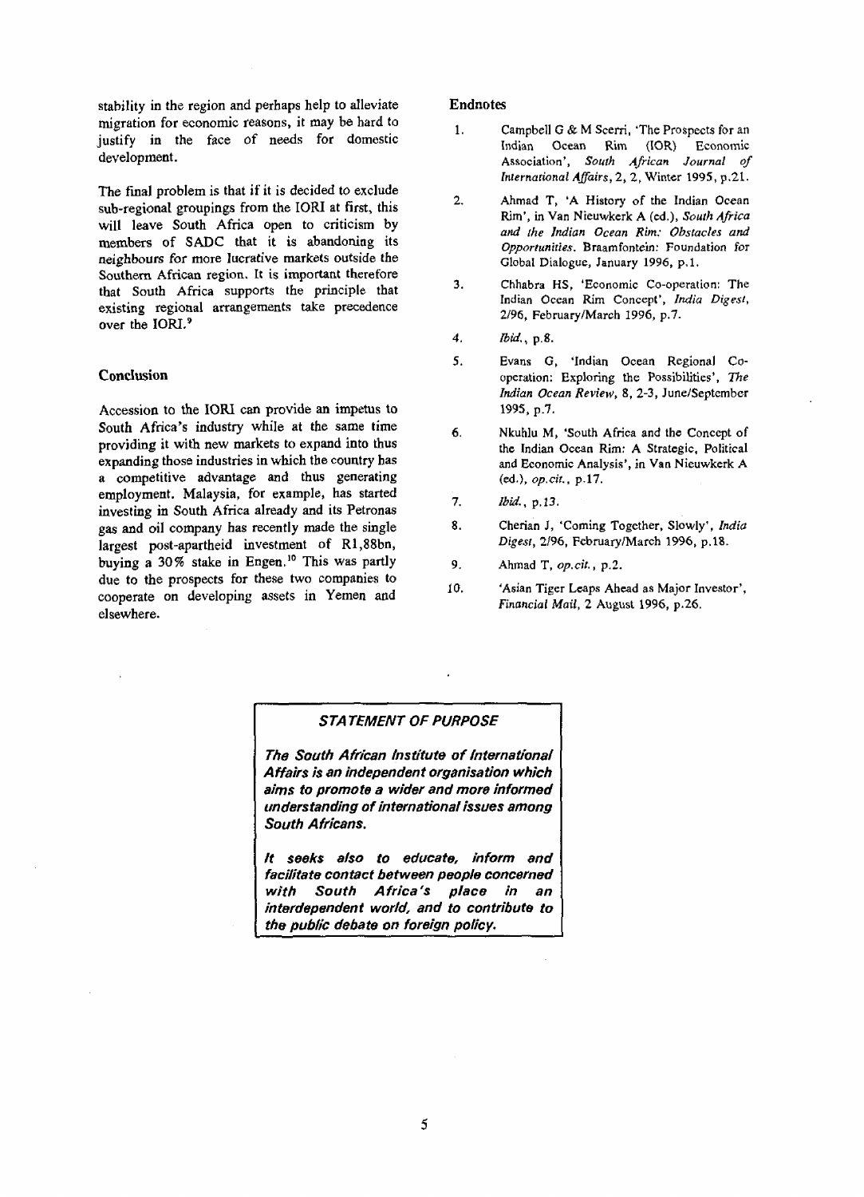stability in the region and perhaps help to alleviate migration for economic reasons, it may be hard to justify in the face of needs for domestic development.

The final problem is that if it is decided to exclude sub-regional groupings from the IORI at first, this will leave South Africa open to criticism by members of SADC that it is abandoning its neighbours for more lucrative markets outside the Southern African region. It is important therefore that South Africa supports the principle that existing regional arrangements take precedence over the IORI.[9]

## Conclusion

Accession to the IORI can provide an impetus to South Africa's industry while at the same time providing it with new markets to expand into thus expanding those industries in which the country has a competitive advantage and thus generating employment. Malaysia, for example, has started investing in South Africa already and its Petronas gas and oil company has recently made the single largest post-apartheid investment of R1,88bn, buying a 30% stake in Engen.[10] This was partly due to the prospects for these two companies to cooperate on developing assets in Yemen and elsewhere.

## Endnotes

1. Campbell G & M Scerri, 'The Prospects for an Indian Ocean Rim (IOR) Economic Association', *South African Journal of International Affairs*, 2, 2, Winter 1995, p.21.
2. Ahmad T, 'A History of the Indian Ocean Rim', in Van Nieuwkerk A (ed.), *South Africa and the Indian Ocean Rim: Obstacles and Opportunities*. Braamfontein: Foundation for Global Dialogue, January 1996, p.1.
3. Chhabra HS, 'Economic Co-operation: The Indian Ocean Rim Concept', *India Digest*, 2/96, February/March 1996, p.7.
4. *Ibid.*, p.8.
5. Evans G, 'Indian Ocean Regional Co-operation: Exploring the Possibilities', *The Indian Ocean Review*, 8, 2-3, June/September 1995, p.7.
6. Nkuhlu M, 'South Africa and the Concept of the Indian Ocean Rim: A Strategic, Political and Economic Analysis', in Van Nieuwkerk A (ed.), *op.cit.*, p.17.
7. *Ibid.*, p.13.
8. Cherian J, 'Coming Together, Slowly', *India Digest*, 2/96, February/March 1996, p.18.
9. Ahmad T, *op.cit.*, p.2.
10. 'Asian Tiger Leaps Ahead as Major Investor', *Financial Mail*, 2 August 1996, p.26.

### STATEMENT OF PURPOSE

***The South African Institute of International Affairs is an independent organisation which aims to promote a wider and more informed understanding of international issues among South Africans.***

***It seeks also to educate, inform and facilitate contact between people concerned with South Africa's place in an interdependent world, and to contribute to the public debate on foreign policy.***